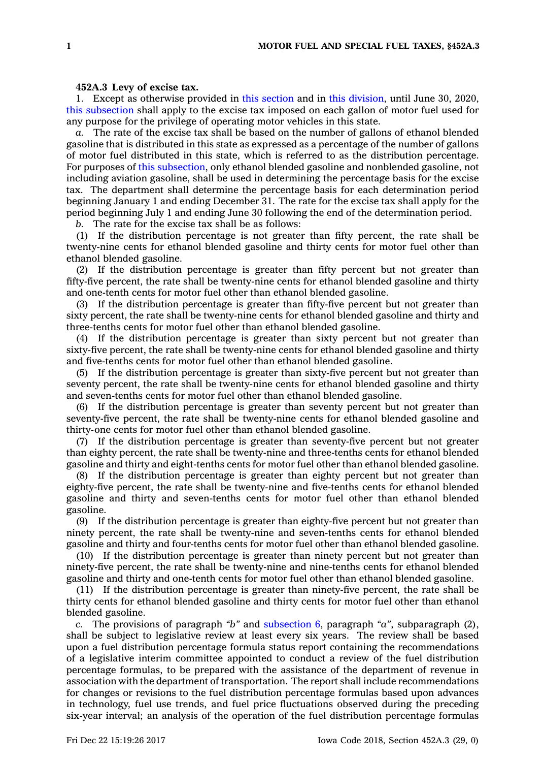**452A.3 Levy of excise tax.**

1. Except as otherwise provided in this section and in this division, until June 30, 2020, this subsection shall apply to the excise tax imposed on each gallon of motor fuel used for any purpose for the privilege of operating motor vehicles in this state.

*a.* The rate of the excise tax shall be based on the number of gallons of ethanol blended gasoline that is distributed in this state as expressed as a percentage of the number of gallons of motor fuel distributed in this state, which is referred to as the distribution percentage. For purposes of this subsection, only ethanol blended gasoline and nonblended gasoline, not including aviation gasoline, shall be used in determining the percentage basis for the excise tax. The department shall determine the percentage basis for each determination period beginning January 1 and ending December 31. The rate for the excise tax shall apply for the period beginning July 1 and ending June 30 following the end of the determination period.

*b.* The rate for the excise tax shall be as follows:

(1) If the distribution percentage is not greater than fifty percent, the rate shall be twenty-nine cents for ethanol blended gasoline and thirty cents for motor fuel other than ethanol blended gasoline.

(2) If the distribution percentage is greater than fifty percent but not greater than fifty-five percent, the rate shall be twenty-nine cents for ethanol blended gasoline and thirty and one-tenth cents for motor fuel other than ethanol blended gasoline.

(3) If the distribution percentage is greater than fifty-five percent but not greater than sixty percent, the rate shall be twenty-nine cents for ethanol blended gasoline and thirty and three-tenths cents for motor fuel other than ethanol blended gasoline.

(4) If the distribution percentage is greater than sixty percent but not greater than sixty-five percent, the rate shall be twenty-nine cents for ethanol blended gasoline and thirty and five-tenths cents for motor fuel other than ethanol blended gasoline.

(5) If the distribution percentage is greater than sixty-five percent but not greater than seventy percent, the rate shall be twenty-nine cents for ethanol blended gasoline and thirty and seven-tenths cents for motor fuel other than ethanol blended gasoline.

(6) If the distribution percentage is greater than seventy percent but not greater than seventy-five percent, the rate shall be twenty-nine cents for ethanol blended gasoline and thirty-one cents for motor fuel other than ethanol blended gasoline.

(7) If the distribution percentage is greater than seventy-five percent but not greater than eighty percent, the rate shall be twenty-nine and three-tenths cents for ethanol blended gasoline and thirty and eight-tenths cents for motor fuel other than ethanol blended gasoline.

(8) If the distribution percentage is greater than eighty percent but not greater than eighty-five percent, the rate shall be twenty-nine and five-tenths cents for ethanol blended gasoline and thirty and seven-tenths cents for motor fuel other than ethanol blended gasoline.

(9) If the distribution percentage is greater than eighty-five percent but not greater than ninety percent, the rate shall be twenty-nine and seven-tenths cents for ethanol blended gasoline and thirty and four-tenths cents for motor fuel other than ethanol blended gasoline.

(10) If the distribution percentage is greater than ninety percent but not greater than ninety-five percent, the rate shall be twenty-nine and nine-tenths cents for ethanol blended gasoline and thirty and one-tenth cents for motor fuel other than ethanol blended gasoline.

(11) If the distribution percentage is greater than ninety-five percent, the rate shall be thirty cents for ethanol blended gasoline and thirty cents for motor fuel other than ethanol blended gasoline.

*c.* The provisions of paragraph *"b"* and subsection 6, paragraph *"a"*, subparagraph (2), shall be subject to legislative review at least every six years. The review shall be based upon a fuel distribution percentage formula status report containing the recommendations of a legislative interim committee appointed to conduct a review of the fuel distribution percentage formulas, to be prepared with the assistance of the department of revenue in association with the department of transportation. The report shall include recommendations for changes or revisions to the fuel distribution percentage formulas based upon advances in technology, fuel use trends, and fuel price fluctuations observed during the preceding six-year interval; an analysis of the operation of the fuel distribution percentage formulas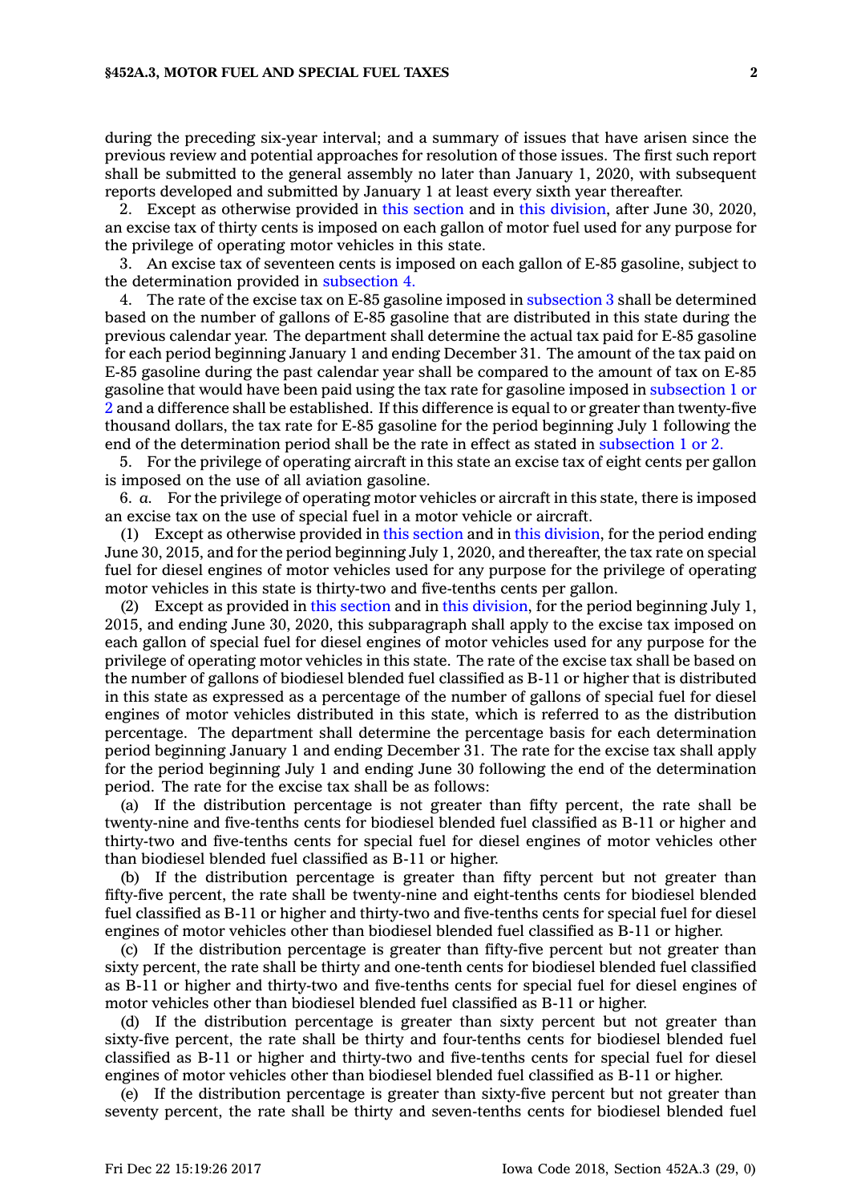during the preceding six-year interval; and a summary of issues that have arisen since the previous review and potential approaches for resolution of those issues. The first such report shall be submitted to the general assembly no later than January 1, 2020, with subsequent reports developed and submitted by January 1 at least every sixth year thereafter.

2. Except as otherwise provided in this section and in this division, after June 30, 2020, an excise tax of thirty cents is imposed on each gallon of motor fuel used for any purpose for the privilege of operating motor vehicles in this state.

3. An excise tax of seventeen cents is imposed on each gallon of E-85 gasoline, subject to the determination provided in subsection 4.

4. The rate of the excise tax on E-85 gasoline imposed in subsection 3 shall be determined based on the number of gallons of E-85 gasoline that are distributed in this state during the previous calendar year. The department shall determine the actual tax paid for E-85 gasoline for each period beginning January 1 and ending December 31. The amount of the tax paid on E-85 gasoline during the past calendar year shall be compared to the amount of tax on E-85 gasoline that would have been paid using the tax rate for gasoline imposed in subsection 1 or 2 and a difference shall be established. If this difference is equal to or greater than twenty-five thousand dollars, the tax rate for E-85 gasoline for the period beginning July 1 following the end of the determination period shall be the rate in effect as stated in subsection 1 or 2.

5. For the privilege of operating aircraft in this state an excise tax of eight cents per gallon is imposed on the use of all aviation gasoline.

6. *a.* For the privilege of operating motor vehicles or aircraft in this state, there is imposed an excise tax on the use of special fuel in a motor vehicle or aircraft.

(1) Except as otherwise provided in this section and in this division, for the period ending June 30, 2015, and for the period beginning July 1, 2020, and thereafter, the tax rate on special fuel for diesel engines of motor vehicles used for any purpose for the privilege of operating motor vehicles in this state is thirty-two and five-tenths cents per gallon.

(2) Except as provided in this section and in this division, for the period beginning July 1, 2015, and ending June 30, 2020, this subparagraph shall apply to the excise tax imposed on each gallon of special fuel for diesel engines of motor vehicles used for any purpose for the privilege of operating motor vehicles in this state. The rate of the excise tax shall be based on the number of gallons of biodiesel blended fuel classified as B-11 or higher that is distributed in this state as expressed as a percentage of the number of gallons of special fuel for diesel engines of motor vehicles distributed in this state, which is referred to as the distribution percentage. The department shall determine the percentage basis for each determination period beginning January 1 and ending December 31. The rate for the excise tax shall apply for the period beginning July 1 and ending June 30 following the end of the determination period. The rate for the excise tax shall be as follows:

(a) If the distribution percentage is not greater than fifty percent, the rate shall be twenty-nine and five-tenths cents for biodiesel blended fuel classified as B-11 or higher and thirty-two and five-tenths cents for special fuel for diesel engines of motor vehicles other than biodiesel blended fuel classified as B-11 or higher.

(b) If the distribution percentage is greater than fifty percent but not greater than fifty-five percent, the rate shall be twenty-nine and eight-tenths cents for biodiesel blended fuel classified as B-11 or higher and thirty-two and five-tenths cents for special fuel for diesel engines of motor vehicles other than biodiesel blended fuel classified as B-11 or higher.

(c) If the distribution percentage is greater than fifty-five percent but not greater than sixty percent, the rate shall be thirty and one-tenth cents for biodiesel blended fuel classified as B-11 or higher and thirty-two and five-tenths cents for special fuel for diesel engines of motor vehicles other than biodiesel blended fuel classified as B-11 or higher.

(d) If the distribution percentage is greater than sixty percent but not greater than sixty-five percent, the rate shall be thirty and four-tenths cents for biodiesel blended fuel classified as B-11 or higher and thirty-two and five-tenths cents for special fuel for diesel engines of motor vehicles other than biodiesel blended fuel classified as B-11 or higher.

(e) If the distribution percentage is greater than sixty-five percent but not greater than seventy percent, the rate shall be thirty and seven-tenths cents for biodiesel blended fuel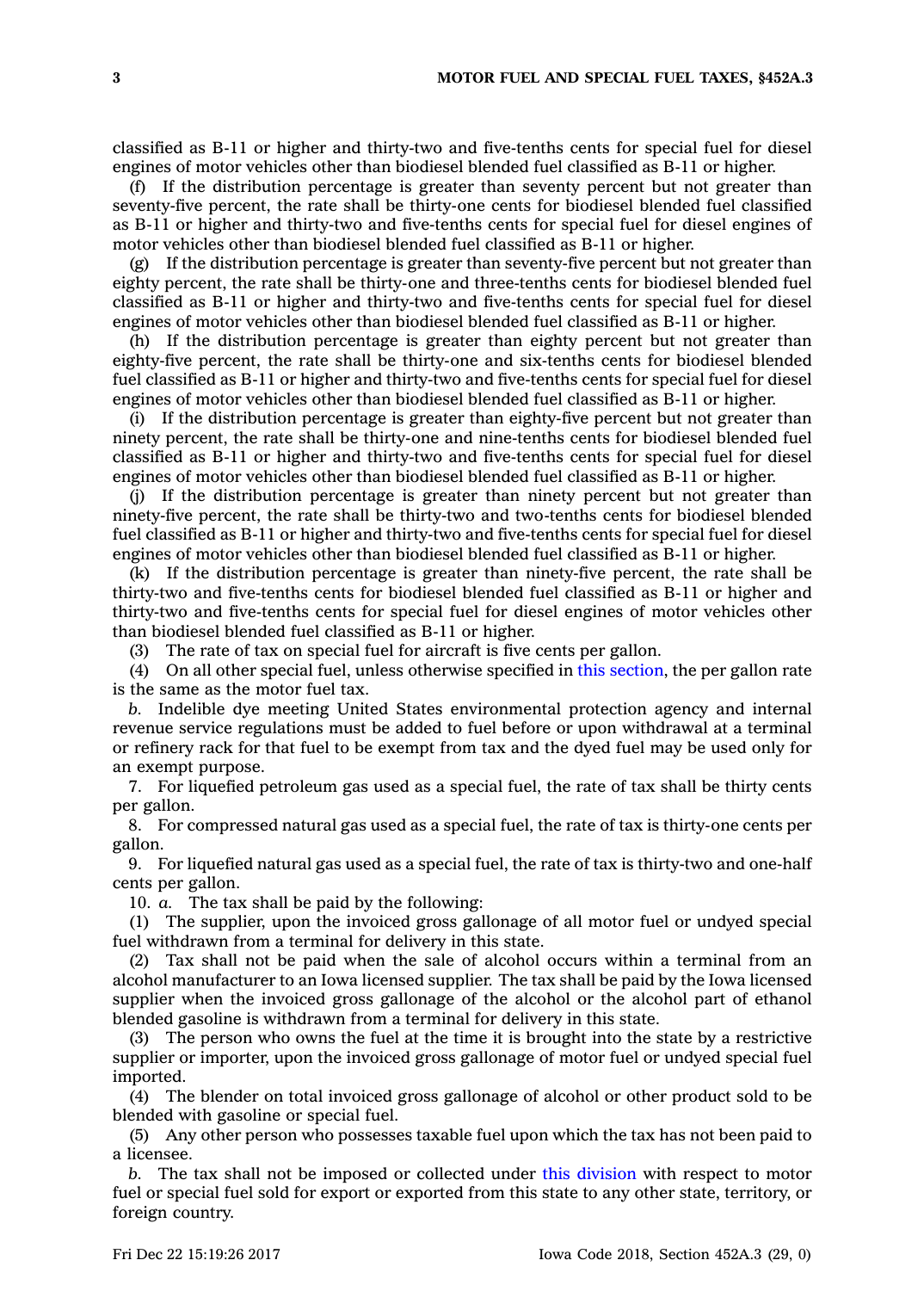classified as B-11 or higher and thirty-two and five-tenths cents for special fuel for diesel engines of motor vehicles other than biodiesel blended fuel classified as B-11 or higher.

(f) If the distribution percentage is greater than seventy percent but not greater than seventy-five percent, the rate shall be thirty-one cents for biodiesel blended fuel classified as B-11 or higher and thirty-two and five-tenths cents for special fuel for diesel engines of motor vehicles other than biodiesel blended fuel classified as B-11 or higher.

(g) If the distribution percentage is greater than seventy-five percent but not greater than eighty percent, the rate shall be thirty-one and three-tenths cents for biodiesel blended fuel classified as B-11 or higher and thirty-two and five-tenths cents for special fuel for diesel engines of motor vehicles other than biodiesel blended fuel classified as B-11 or higher.

(h) If the distribution percentage is greater than eighty percent but not greater than eighty-five percent, the rate shall be thirty-one and six-tenths cents for biodiesel blended fuel classified as B-11 or higher and thirty-two and five-tenths cents for special fuel for diesel engines of motor vehicles other than biodiesel blended fuel classified as B-11 or higher.

(i) If the distribution percentage is greater than eighty-five percent but not greater than ninety percent, the rate shall be thirty-one and nine-tenths cents for biodiesel blended fuel classified as B-11 or higher and thirty-two and five-tenths cents for special fuel for diesel engines of motor vehicles other than biodiesel blended fuel classified as B-11 or higher.

(j) If the distribution percentage is greater than ninety percent but not greater than ninety-five percent, the rate shall be thirty-two and two-tenths cents for biodiesel blended fuel classified as B-11 or higher and thirty-two and five-tenths cents for special fuel for diesel engines of motor vehicles other than biodiesel blended fuel classified as B-11 or higher.

(k) If the distribution percentage is greater than ninety-five percent, the rate shall be thirty-two and five-tenths cents for biodiesel blended fuel classified as B-11 or higher and thirty-two and five-tenths cents for special fuel for diesel engines of motor vehicles other than biodiesel blended fuel classified as B-11 or higher.

(3) The rate of tax on special fuel for aircraft is five cents per gallon.

(4) On all other special fuel, unless otherwise specified in this section, the per gallon rate is the same as the motor fuel tax.

*b.* Indelible dye meeting United States environmental protection agency and internal revenue service regulations must be added to fuel before or upon withdrawal at a terminal or refinery rack for that fuel to be exempt from tax and the dyed fuel may be used only for an exempt purpose.

7. For liquefied petroleum gas used as a special fuel, the rate of tax shall be thirty cents per gallon.

8. For compressed natural gas used as a special fuel, the rate of tax is thirty-one cents per gallon.

9. For liquefied natural gas used as a special fuel, the rate of tax is thirty-two and one-half cents per gallon.

10. *a.* The tax shall be paid by the following:

(1) The supplier, upon the invoiced gross gallonage of all motor fuel or undyed special fuel withdrawn from a terminal for delivery in this state.

(2) Tax shall not be paid when the sale of alcohol occurs within a terminal from an alcohol manufacturer to an Iowa licensed supplier. The tax shall be paid by the Iowa licensed supplier when the invoiced gross gallonage of the alcohol or the alcohol part of ethanol blended gasoline is withdrawn from a terminal for delivery in this state.

(3) The person who owns the fuel at the time it is brought into the state by a restrictive supplier or importer, upon the invoiced gross gallonage of motor fuel or undyed special fuel imported.

(4) The blender on total invoiced gross gallonage of alcohol or other product sold to be blended with gasoline or special fuel.

(5) Any other person who possesses taxable fuel upon which the tax has not been paid to a licensee.

*b.* The tax shall not be imposed or collected under this division with respect to motor fuel or special fuel sold for export or exported from this state to any other state, territory, or foreign country.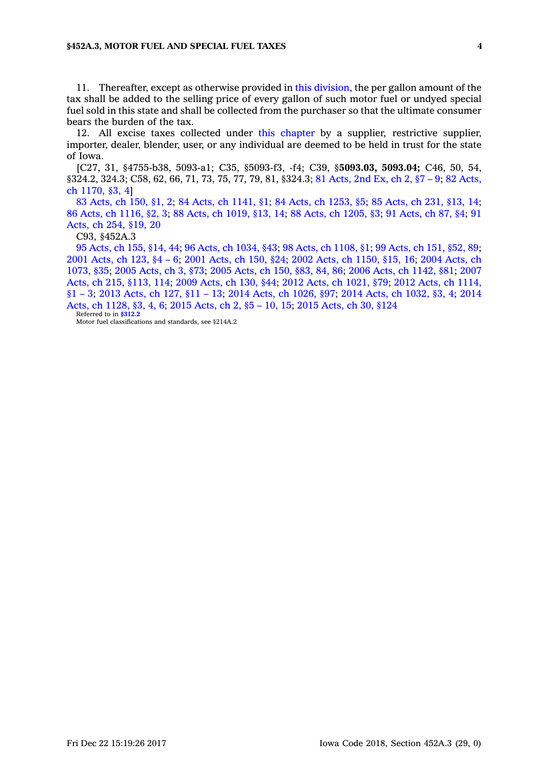11. Thereafter, except as otherwise provided in this division, the per gallon amount of the tax shall be added to the selling price of every gallon of such motor fuel or undyed special fuel sold in this state and shall be collected from the purchaser so that the ultimate consumer bears the burden of the tax.

12. All excise taxes collected under this chapter by a supplier, restrictive supplier, importer, dealer, blender, user, or any individual are deemed to be held in trust for the state of Iowa.

[C27, 31, §4755-b38, 5093-a1; C35, §5093-f3, -f4; C39, §**5093.03, 5093.04;** C46, 50, 54, §324.2, 324.3; C58, 62, 66, 71, 73, 75, 77, 79, 81, §324.3; 81 Acts, 2nd Ex, ch 2, §7 – 9; 82 Acts, ch 1170, §3, 4]

83 Acts, ch 150, §1, 2; 84 Acts, ch 1141, §1; 84 Acts, ch 1253, §5; 85 Acts, ch 231, §13, 14; 86 Acts, ch 1116, §2, 3; 88 Acts, ch 1019, §13, 14; 88 Acts, ch 1205, §3; 91 Acts, ch 87, §4; 91 Acts, ch 254, §19, 20

C93, §452A.3

95 Acts, ch 155, §14, 44; 96 Acts, ch 1034, §43; 98 Acts, ch 1108, §1; 99 Acts, ch 151, §52, 89; 2001 Acts, ch 123, §4 – 6; 2001 Acts, ch 150, §24; 2002 Acts, ch 1150, §15, 16; 2004 Acts, ch 1073, §35; 2005 Acts, ch 3, §73; 2005 Acts, ch 150, §83, 84, 86; 2006 Acts, ch 1142, §81; 2007 Acts, ch 215, §113, 114; 2009 Acts, ch 130, §44; 2012 Acts, ch 1021, §79; 2012 Acts, ch 1114, §1 – 3; 2013 Acts, ch 127, §11 – 13; 2014 Acts, ch 1026, §97; 2014 Acts, ch 1032, §3, 4; 2014 Acts, ch 1128, §3, 4, 6; 2015 Acts, ch 2, §5 – 10, 15; 2015 Acts, ch 30, §124

Referred to in **§312.2**

Motor fuel classifications and standards, see §214A.2